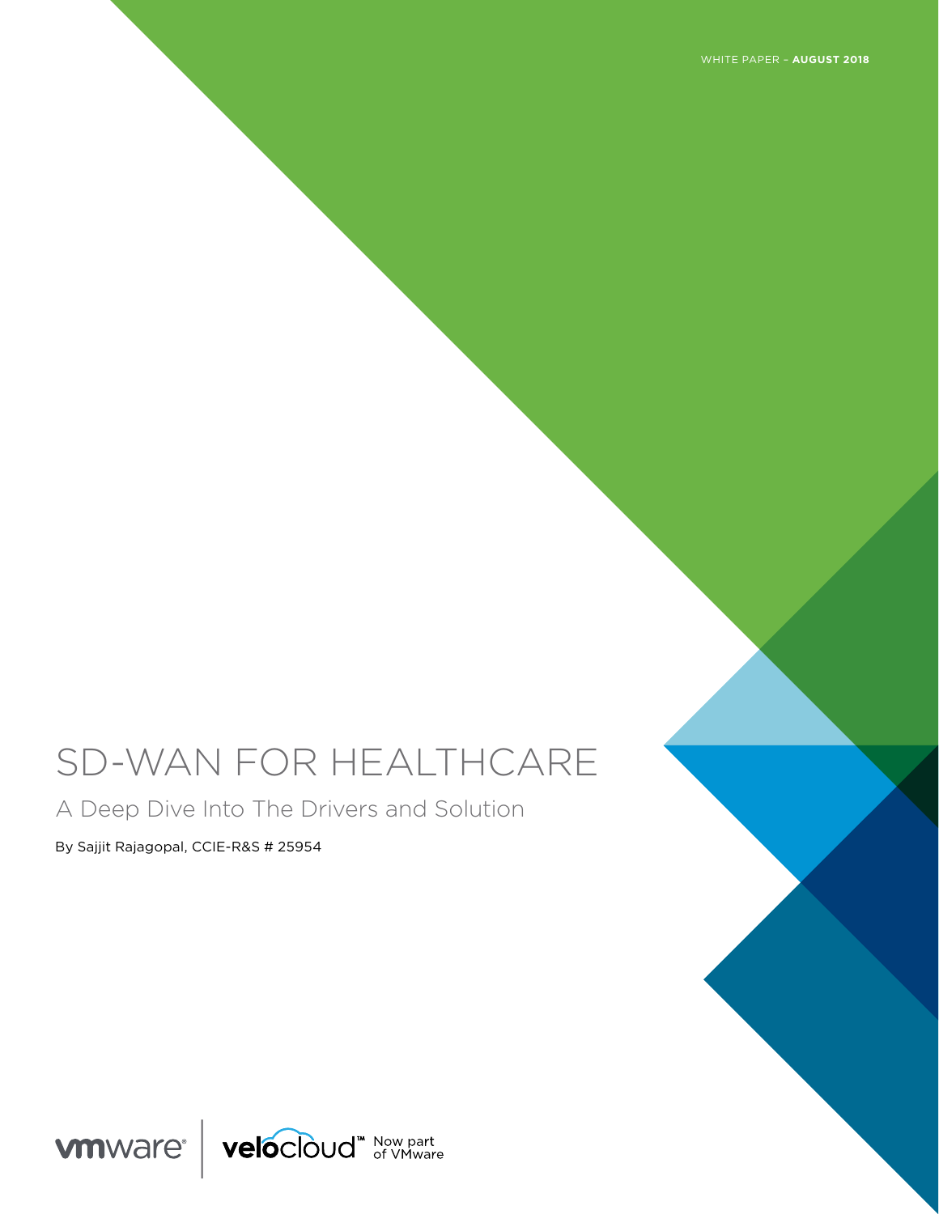WHITE PAPER – **AUGUST 2018**

# SD-WAN FOR HEALTHCARE

## A Deep Dive Into The Drivers and Solution

By Sajjit Rajagopal, CCIE-R&S # 25954

vmware | velocloud™ Now part of VMware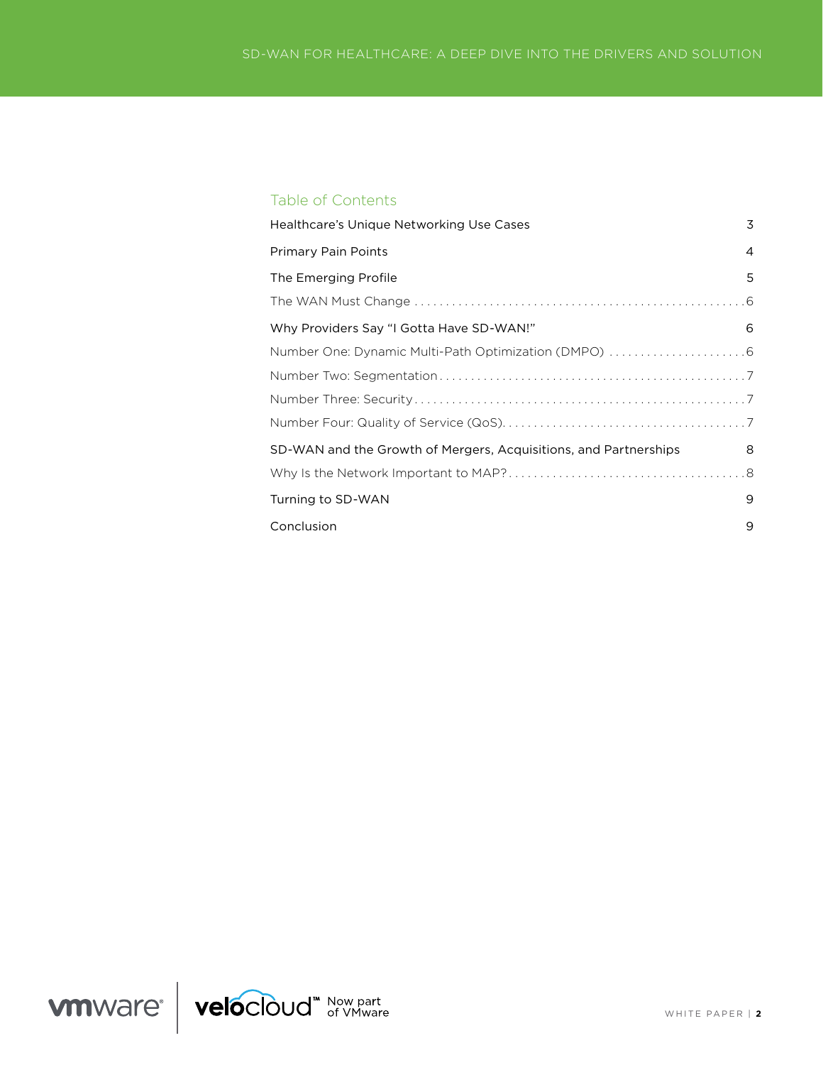## Table of Contents

Healthcare's Unique Networking Use Cases 3

Primary Pain Points 4

The Emerging Profile 5

- The WAN Must Change 6

Why Providers Say "I Gotta Have SD-WAN!" 6

- Number One: Dynamic Multi-Path Optimization (DMPO) 6
- Number Two: Segmentation 7
- Number Three: Security 7
- Number Four: Quality of Service (QoS) 7

SD-WAN and the Growth of Mergers, Acquisitions, and Partnerships 8

- Why Is the Network Important to MAP? 8

Turning to SD-WAN 9

Conclusion 9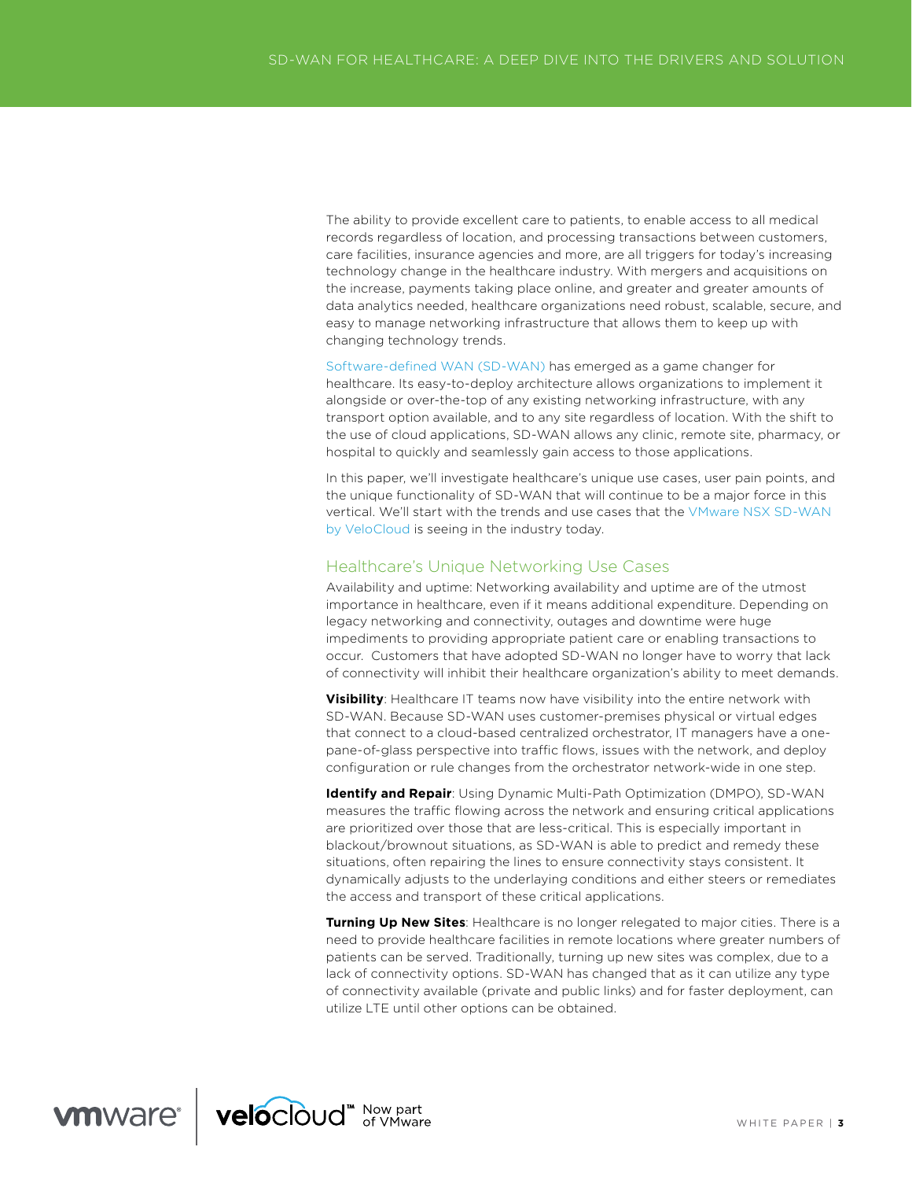The ability to provide excellent care to patients, to enable access to all medical records regardless of location, and processing transactions between customers, care facilities, insurance agencies and more, are all triggers for today's increasing technology change in the healthcare industry. With mergers and acquisitions on the increase, payments taking place online, and greater and greater amounts of data analytics needed, healthcare organizations need robust, scalable, secure, and easy to manage networking infrastructure that allows them to keep up with changing technology trends.

Software-defined WAN (SD-WAN) has emerged as a game changer for healthcare. Its easy-to-deploy architecture allows organizations to implement it alongside or over-the-top of any existing networking infrastructure, with any transport option available, and to any site regardless of location. With the shift to the use of cloud applications, SD-WAN allows any clinic, remote site, pharmacy, or hospital to quickly and seamlessly gain access to those applications.

In this paper, we'll investigate healthcare's unique use cases, user pain points, and the unique functionality of SD-WAN that will continue to be a major force in this vertical. We'll start with the trends and use cases that the VMware NSX SD-WAN by VeloCloud is seeing in the industry today.

## Healthcare's Unique Networking Use Cases

Availability and uptime: Networking availability and uptime are of the utmost importance in healthcare, even if it means additional expenditure. Depending on legacy networking and connectivity, outages and downtime were huge impediments to providing appropriate patient care or enabling transactions to occur. Customers that have adopted SD-WAN no longer have to worry that lack of connectivity will inhibit their healthcare organization's ability to meet demands.

**Visibility**: Healthcare IT teams now have visibility into the entire network with SD-WAN. Because SD-WAN uses customer-premises physical or virtual edges that connect to a cloud-based centralized orchestrator, IT managers have a one-pane-of-glass perspective into traffic flows, issues with the network, and deploy configuration or rule changes from the orchestrator network-wide in one step.

**Identify and Repair**: Using Dynamic Multi-Path Optimization (DMPO), SD-WAN measures the traffic flowing across the network and ensuring critical applications are prioritized over those that are less-critical. This is especially important in blackout/brownout situations, as SD-WAN is able to predict and remedy these situations, often repairing the lines to ensure connectivity stays consistent. It dynamically adjusts to the underlaying conditions and either steers or remediates the access and transport of these critical applications.

**Turning Up New Sites**: Healthcare is no longer relegated to major cities. There is a need to provide healthcare facilities in remote locations where greater numbers of patients can be served. Traditionally, turning up new sites was complex, due to a lack of connectivity options. SD-WAN has changed that as it can utilize any type of connectivity available (private and public links) and for faster deployment, can utilize LTE until other options can be obtained.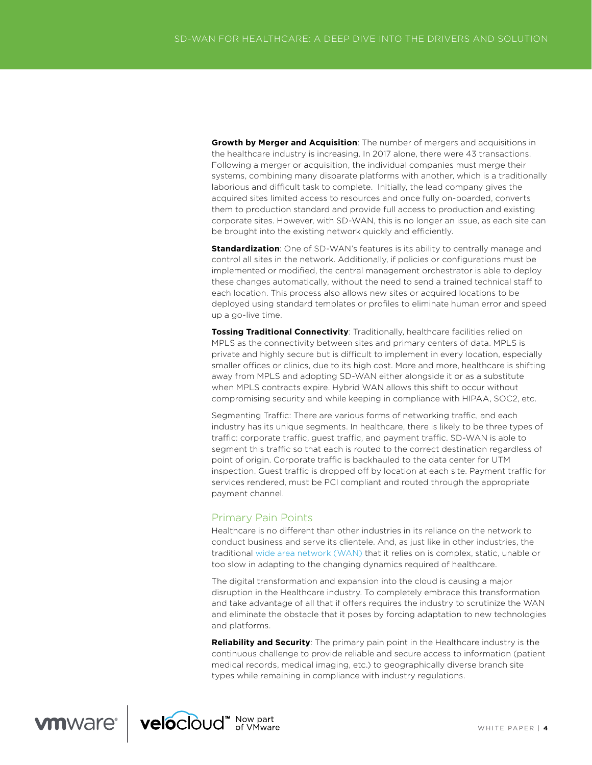**Growth by Merger and Acquisition**: The number of mergers and acquisitions in the healthcare industry is increasing. In 2017 alone, there were 43 transactions. Following a merger or acquisition, the individual companies must merge their systems, combining many disparate platforms with another, which is a traditionally laborious and difficult task to complete. Initially, the lead company gives the acquired sites limited access to resources and once fully on-boarded, converts them to production standard and provide full access to production and existing corporate sites. However, with SD-WAN, this is no longer an issue, as each site can be brought into the existing network quickly and efficiently.

**Standardization**: One of SD-WAN's features is its ability to centrally manage and control all sites in the network. Additionally, if policies or configurations must be implemented or modified, the central management orchestrator is able to deploy these changes automatically, without the need to send a trained technical staff to each location. This process also allows new sites or acquired locations to be deployed using standard templates or profiles to eliminate human error and speed up a go-live time.

**Tossing Traditional Connectivity**: Traditionally, healthcare facilities relied on MPLS as the connectivity between sites and primary centers of data. MPLS is private and highly secure but is difficult to implement in every location, especially smaller offices or clinics, due to its high cost. More and more, healthcare is shifting away from MPLS and adopting SD-WAN either alongside it or as a substitute when MPLS contracts expire. Hybrid WAN allows this shift to occur without compromising security and while keeping in compliance with HIPAA, SOC2, etc.

Segmenting Traffic: There are various forms of networking traffic, and each industry has its unique segments. In healthcare, there is likely to be three types of traffic: corporate traffic, guest traffic, and payment traffic. SD-WAN is able to segment this traffic so that each is routed to the correct destination regardless of point of origin. Corporate traffic is backhauled to the data center for UTM inspection. Guest traffic is dropped off by location at each site. Payment traffic for services rendered, must be PCI compliant and routed through the appropriate payment channel.

## Primary Pain Points

Healthcare is no different than other industries in its reliance on the network to conduct business and serve its clientele. And, as just like in other industries, the traditional wide area network (WAN) that it relies on is complex, static, unable or too slow in adapting to the changing dynamics required of healthcare.

The digital transformation and expansion into the cloud is causing a major disruption in the Healthcare industry. To completely embrace this transformation and take advantage of all that if offers requires the industry to scrutinize the WAN and eliminate the obstacle that it poses by forcing adaptation to new technologies and platforms.

**Reliability and Security**: The primary pain point in the Healthcare industry is the continuous challenge to provide reliable and secure access to information (patient medical records, medical imaging, etc.) to geographically diverse branch site types while remaining in compliance with industry regulations.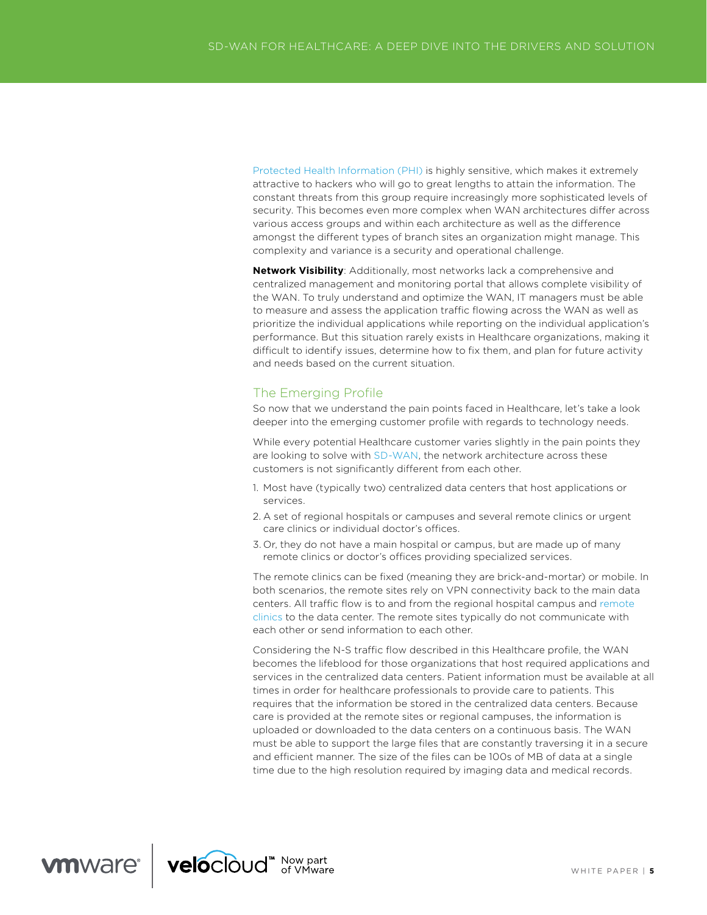Protected Health Information (PHI) is highly sensitive, which makes it extremely attractive to hackers who will go to great lengths to attain the information. The constant threats from this group require increasingly more sophisticated levels of security. This becomes even more complex when WAN architectures differ across various access groups and within each architecture as well as the difference amongst the different types of branch sites an organization might manage. This complexity and variance is a security and operational challenge.

**Network Visibility**: Additionally, most networks lack a comprehensive and centralized management and monitoring portal that allows complete visibility of the WAN. To truly understand and optimize the WAN, IT managers must be able to measure and assess the application traffic flowing across the WAN as well as prioritize the individual applications while reporting on the individual application's performance. But this situation rarely exists in Healthcare organizations, making it difficult to identify issues, determine how to fix them, and plan for future activity and needs based on the current situation.

## The Emerging Profile

So now that we understand the pain points faced in Healthcare, let's take a look deeper into the emerging customer profile with regards to technology needs.

While every potential Healthcare customer varies slightly in the pain points they are looking to solve with SD-WAN, the network architecture across these customers is not significantly different from each other.

1. Most have (typically two) centralized data centers that host applications or services.
2. A set of regional hospitals or campuses and several remote clinics or urgent care clinics or individual doctor's offices.
3. Or, they do not have a main hospital or campus, but are made up of many remote clinics or doctor's offices providing specialized services.

The remote clinics can be fixed (meaning they are brick-and-mortar) or mobile. In both scenarios, the remote sites rely on VPN connectivity back to the main data centers. All traffic flow is to and from the regional hospital campus and remote clinics to the data center. The remote sites typically do not communicate with each other or send information to each other.

Considering the N-S traffic flow described in this Healthcare profile, the WAN becomes the lifeblood for those organizations that host required applications and services in the centralized data centers. Patient information must be available at all times in order for healthcare professionals to provide care to patients. This requires that the information be stored in the centralized data centers. Because care is provided at the remote sites or regional campuses, the information is uploaded or downloaded to the data centers on a continuous basis. The WAN must be able to support the large files that are constantly traversing it in a secure and efficient manner. The size of the files can be 100s of MB of data at a single time due to the high resolution required by imaging data and medical records.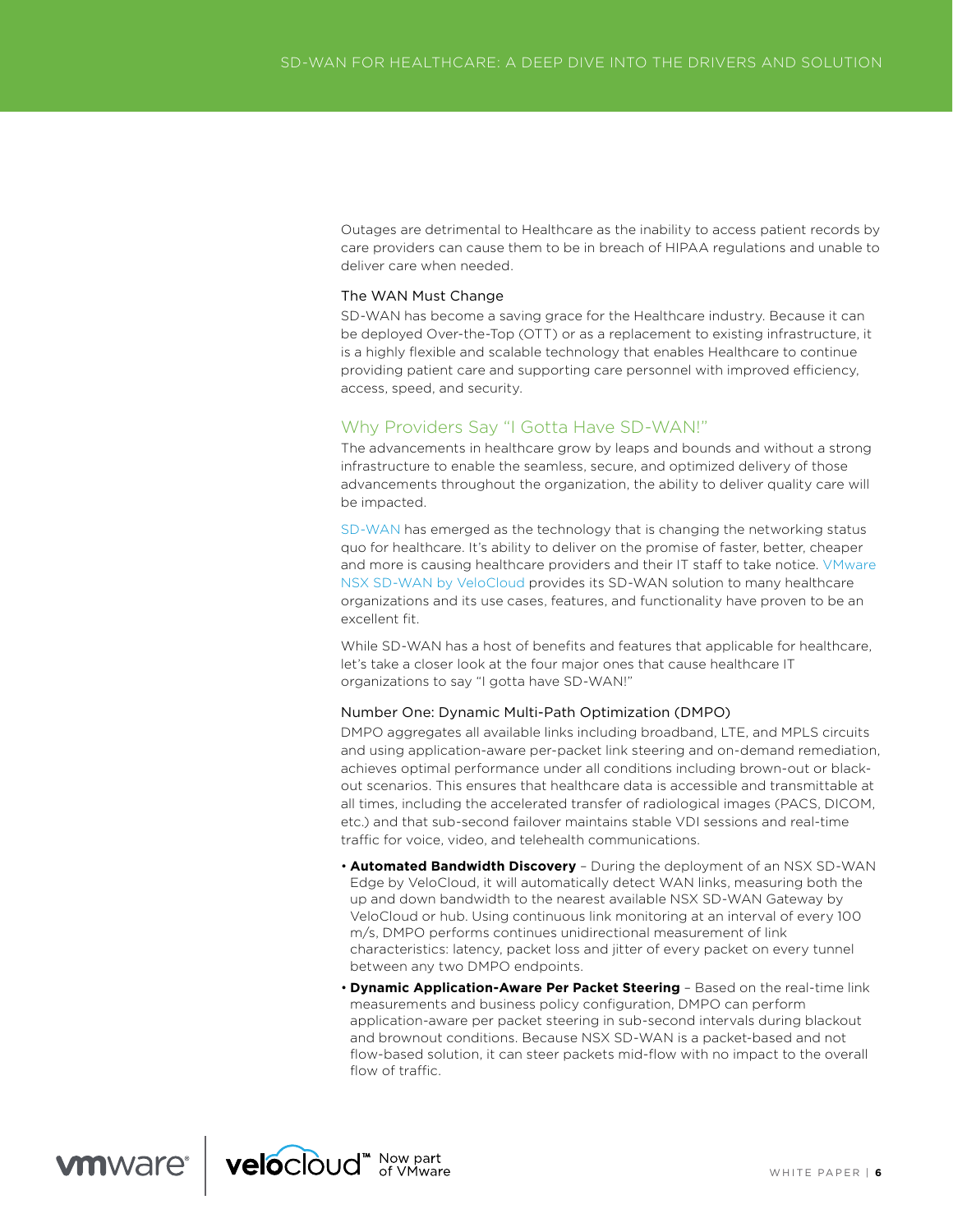Outages are detrimental to Healthcare as the inability to access patient records by care providers can cause them to be in breach of HIPAA regulations and unable to deliver care when needed.

### The WAN Must Change

SD-WAN has become a saving grace for the Healthcare industry. Because it can be deployed Over-the-Top (OTT) or as a replacement to existing infrastructure, it is a highly flexible and scalable technology that enables Healthcare to continue providing patient care and supporting care personnel with improved efficiency, access, speed, and security.

## Why Providers Say "I Gotta Have SD-WAN!"

The advancements in healthcare grow by leaps and bounds and without a strong infrastructure to enable the seamless, secure, and optimized delivery of those advancements throughout the organization, the ability to deliver quality care will be impacted.

SD-WAN has emerged as the technology that is changing the networking status quo for healthcare. It's ability to deliver on the promise of faster, better, cheaper and more is causing healthcare providers and their IT staff to take notice. VMware NSX SD-WAN by VeloCloud provides its SD-WAN solution to many healthcare organizations and its use cases, features, and functionality have proven to be an excellent fit.

While SD-WAN has a host of benefits and features that applicable for healthcare, let's take a closer look at the four major ones that cause healthcare IT organizations to say "I gotta have SD-WAN!"

### Number One: Dynamic Multi-Path Optimization (DMPO)

DMPO aggregates all available links including broadband, LTE, and MPLS circuits and using application-aware per-packet link steering and on-demand remediation, achieves optimal performance under all conditions including brown-out or black-out scenarios. This ensures that healthcare data is accessible and transmittable at all times, including the accelerated transfer of radiological images (PACS, DICOM, etc.) and that sub-second failover maintains stable VDI sessions and real-time traffic for voice, video, and telehealth communications.

- **Automated Bandwidth Discovery** – During the deployment of an NSX SD-WAN Edge by VeloCloud, it will automatically detect WAN links, measuring both the up and down bandwidth to the nearest available NSX SD-WAN Gateway by VeloCloud or hub. Using continuous link monitoring at an interval of every 100 m/s, DMPO performs continues unidirectional measurement of link characteristics: latency, packet loss and jitter of every packet on every tunnel between any two DMPO endpoints.
- **Dynamic Application-Aware Per Packet Steering** – Based on the real-time link measurements and business policy configuration, DMPO can perform application-aware per packet steering in sub-second intervals during blackout and brownout conditions. Because NSX SD-WAN is a packet-based and not flow-based solution, it can steer packets mid-flow with no impact to the overall flow of traffic.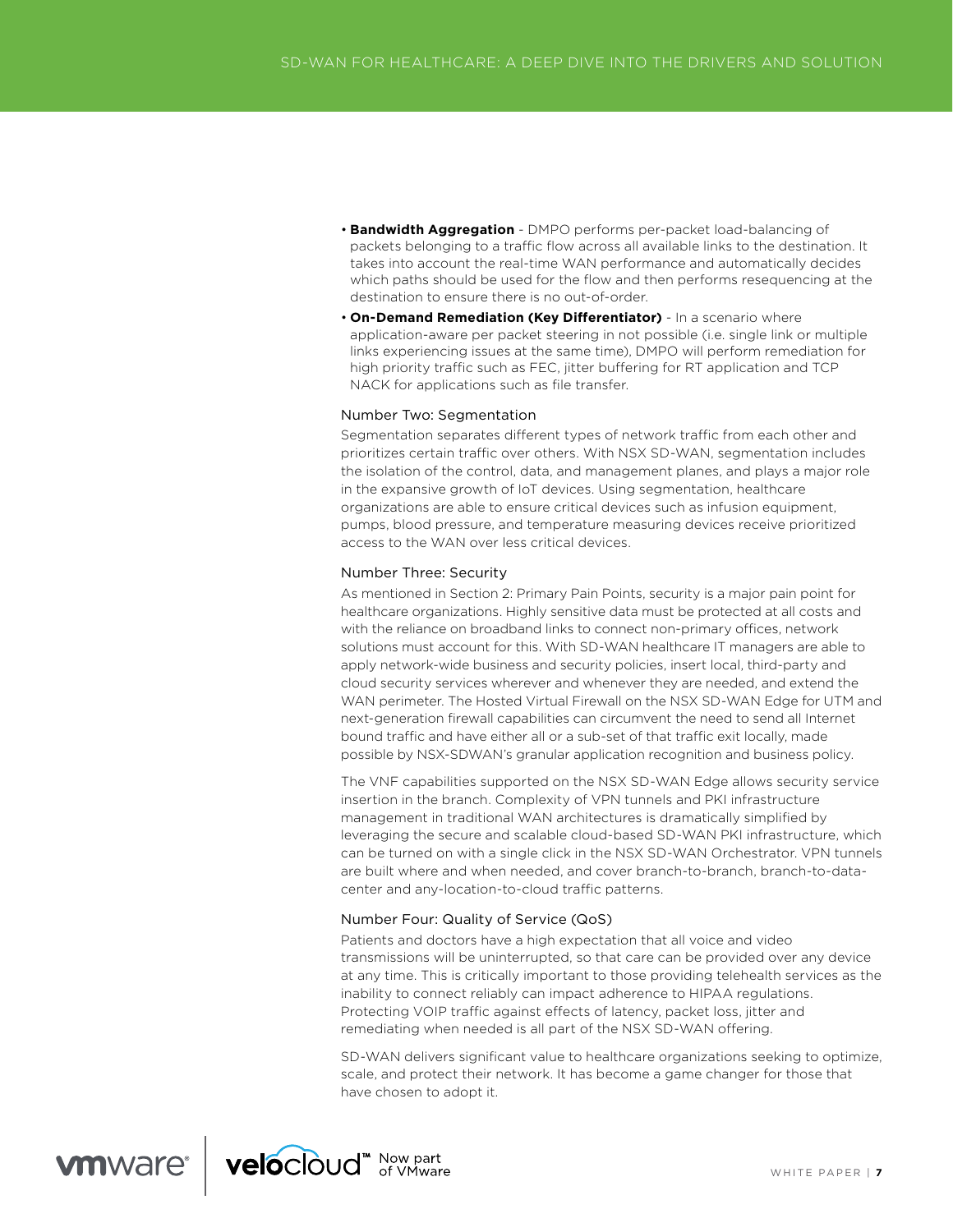- **Bandwidth Aggregation** - DMPO performs per-packet load-balancing of packets belonging to a traffic flow across all available links to the destination. It takes into account the real-time WAN performance and automatically decides which paths should be used for the flow and then performs resequencing at the destination to ensure there is no out-of-order.
- **On-Demand Remediation (Key Differentiator)** - In a scenario where application-aware per packet steering in not possible (i.e. single link or multiple links experiencing issues at the same time), DMPO will perform remediation for high priority traffic such as FEC, jitter buffering for RT application and TCP NACK for applications such as file transfer.

### Number Two: Segmentation

Segmentation separates different types of network traffic from each other and prioritizes certain traffic over others. With NSX SD-WAN, segmentation includes the isolation of the control, data, and management planes, and plays a major role in the expansive growth of IoT devices. Using segmentation, healthcare organizations are able to ensure critical devices such as infusion equipment, pumps, blood pressure, and temperature measuring devices receive prioritized access to the WAN over less critical devices.

### Number Three: Security

As mentioned in Section 2: Primary Pain Points, security is a major pain point for healthcare organizations. Highly sensitive data must be protected at all costs and with the reliance on broadband links to connect non-primary offices, network solutions must account for this. With SD-WAN healthcare IT managers are able to apply network-wide business and security policies, insert local, third-party and cloud security services wherever and whenever they are needed, and extend the WAN perimeter. The Hosted Virtual Firewall on the NSX SD-WAN Edge for UTM and next-generation firewall capabilities can circumvent the need to send all Internet bound traffic and have either all or a sub-set of that traffic exit locally, made possible by NSX-SDWAN's granular application recognition and business policy.

The VNF capabilities supported on the NSX SD-WAN Edge allows security service insertion in the branch. Complexity of VPN tunnels and PKI infrastructure management in traditional WAN architectures is dramatically simplified by leveraging the secure and scalable cloud-based SD-WAN PKI infrastructure, which can be turned on with a single click in the NSX SD-WAN Orchestrator. VPN tunnels are built where and when needed, and cover branch-to-branch, branch-to-data-center and any-location-to-cloud traffic patterns.

### Number Four: Quality of Service (QoS)

Patients and doctors have a high expectation that all voice and video transmissions will be uninterrupted, so that care can be provided over any device at any time. This is critically important to those providing telehealth services as the inability to connect reliably can impact adherence to HIPAA regulations. Protecting VOIP traffic against effects of latency, packet loss, jitter and remediating when needed is all part of the NSX SD-WAN offering.

SD-WAN delivers significant value to healthcare organizations seeking to optimize, scale, and protect their network. It has become a game changer for those that have chosen to adopt it.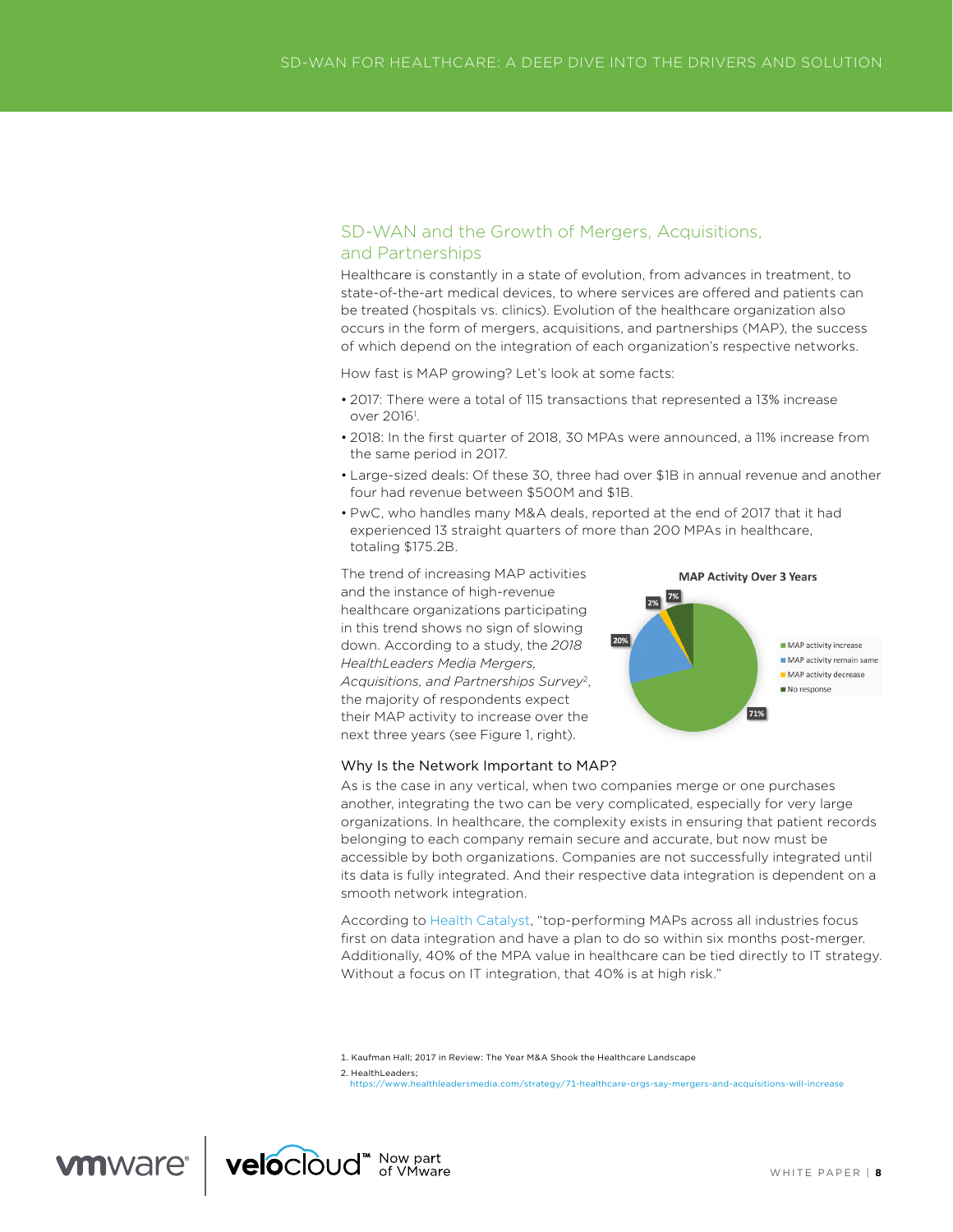## SD-WAN and the Growth of Mergers, Acquisitions, and Partnerships

Healthcare is constantly in a state of evolution, from advances in treatment, to state-of-the-art medical devices, to where services are offered and patients can be treated (hospitals vs. clinics). Evolution of the healthcare organization also occurs in the form of mergers, acquisitions, and partnerships (MAP), the success of which depend on the integration of each organization's respective networks.

How fast is MAP growing? Let's look at some facts:

- 2017: There were a total of 115 transactions that represented a 13% increase over 2016[1].
- 2018: In the first quarter of 2018, 30 MPAs were announced, a 11% increase from the same period in 2017.
- Large-sized deals: Of these 30, three had over $1B in annual revenue and another four had revenue between $500M and $1B.
- PwC, who handles many M&A deals, reported at the end of 2017 that it had experienced 13 straight quarters of more than 200 MPAs in healthcare, totaling $175.2B.

The trend of increasing MAP activities and the instance of high-revenue healthcare organizations participating in this trend shows no sign of slowing down. According to a study, the *2018 HealthLeaders Media Mergers, Acquisitions, and Partnerships Survey*[2], the majority of respondents expect their MAP activity to increase over the next three years (see Figure 1, right).

**MAP Activity Over 3 Years**

| Response | Share |
|---|---|
| MAP activity increase | 71% |
| MAP activity remain same | 20% |
| MAP activity decrease | 2% |
| No response | 7% |

### Why Is the Network Important to MAP?

As is the case in any vertical, when two companies merge or one purchases another, integrating the two can be very complicated, especially for very large organizations. In healthcare, the complexity exists in ensuring that patient records belonging to each company remain secure and accurate, but now must be accessible by both organizations. Companies are not successfully integrated until its data is fully integrated. And their respective data integration is dependent on a smooth network integration.

According to Health Catalyst, "top-performing MAPs across all industries focus first on data integration and have a plan to do so within six months post-merger. Additionally, 40% of the MPA value in healthcare can be tied directly to IT strategy. Without a focus on IT integration, that 40% is at high risk."

1. Kaufman Hall; 2017 in Review: The Year M&A Shook the Healthcare Landscape
2. HealthLeaders; https://www.healthleadersmedia.com/strategy/71-healthcare-orgs-say-mergers-and-acquisitions-will-increase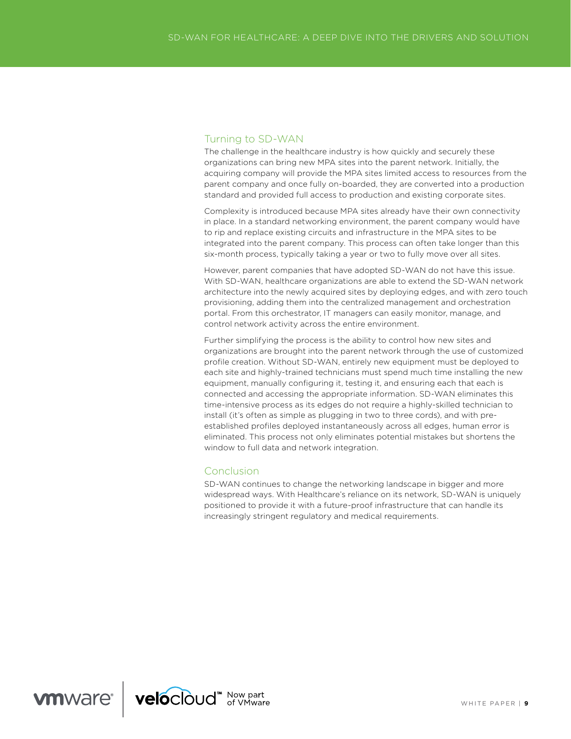## Turning to SD-WAN

The challenge in the healthcare industry is how quickly and securely these organizations can bring new MPA sites into the parent network. Initially, the acquiring company will provide the MPA sites limited access to resources from the parent company and once fully on-boarded, they are converted into a production standard and provided full access to production and existing corporate sites.

Complexity is introduced because MPA sites already have their own connectivity in place. In a standard networking environment, the parent company would have to rip and replace existing circuits and infrastructure in the MPA sites to be integrated into the parent company. This process can often take longer than this six-month process, typically taking a year or two to fully move over all sites.

However, parent companies that have adopted SD-WAN do not have this issue. With SD-WAN, healthcare organizations are able to extend the SD-WAN network architecture into the newly acquired sites by deploying edges, and with zero touch provisioning, adding them into the centralized management and orchestration portal. From this orchestrator, IT managers can easily monitor, manage, and control network activity across the entire environment.

Further simplifying the process is the ability to control how new sites and organizations are brought into the parent network through the use of customized profile creation. Without SD-WAN, entirely new equipment must be deployed to each site and highly-trained technicians must spend much time installing the new equipment, manually configuring it, testing it, and ensuring each that each is connected and accessing the appropriate information. SD-WAN eliminates this time-intensive process as its edges do not require a highly-skilled technician to install (it's often as simple as plugging in two to three cords), and with pre-established profiles deployed instantaneously across all edges, human error is eliminated. This process not only eliminates potential mistakes but shortens the window to full data and network integration.

## Conclusion

SD-WAN continues to change the networking landscape in bigger and more widespread ways. With Healthcare's reliance on its network, SD-WAN is uniquely positioned to provide it with a future-proof infrastructure that can handle its increasingly stringent regulatory and medical requirements.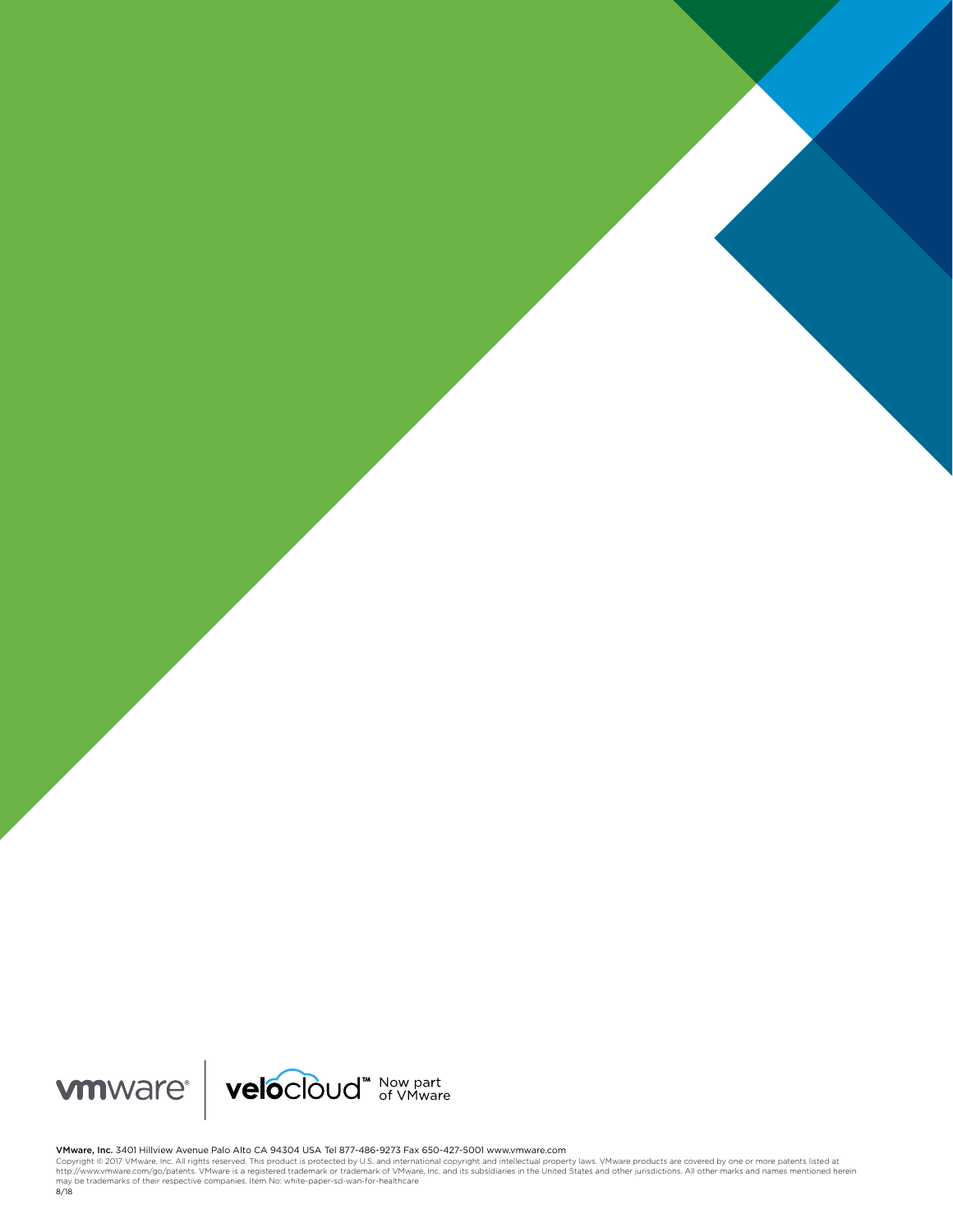vmware® | velocloud™ Now part of VMware

**VMware, Inc.** 3401 Hillview Avenue Palo Alto CA 94304 USA Tel 877-486-9273 Fax 650-427-5001 www.vmware.com
Copyright © 2017 VMware, Inc. All rights reserved. This product is protected by U.S. and international copyright and intellectual property laws. VMware products are covered by one or more patents listed at http://www.vmware.com/go/patents. VMware is a registered trademark or trademark of VMware, Inc. and its subsidiaries in the United States and other jurisdictions. All other marks and names mentioned herein may be trademarks of their respective companies. Item No: white-paper-sd-wan-for-healthcare
8/18